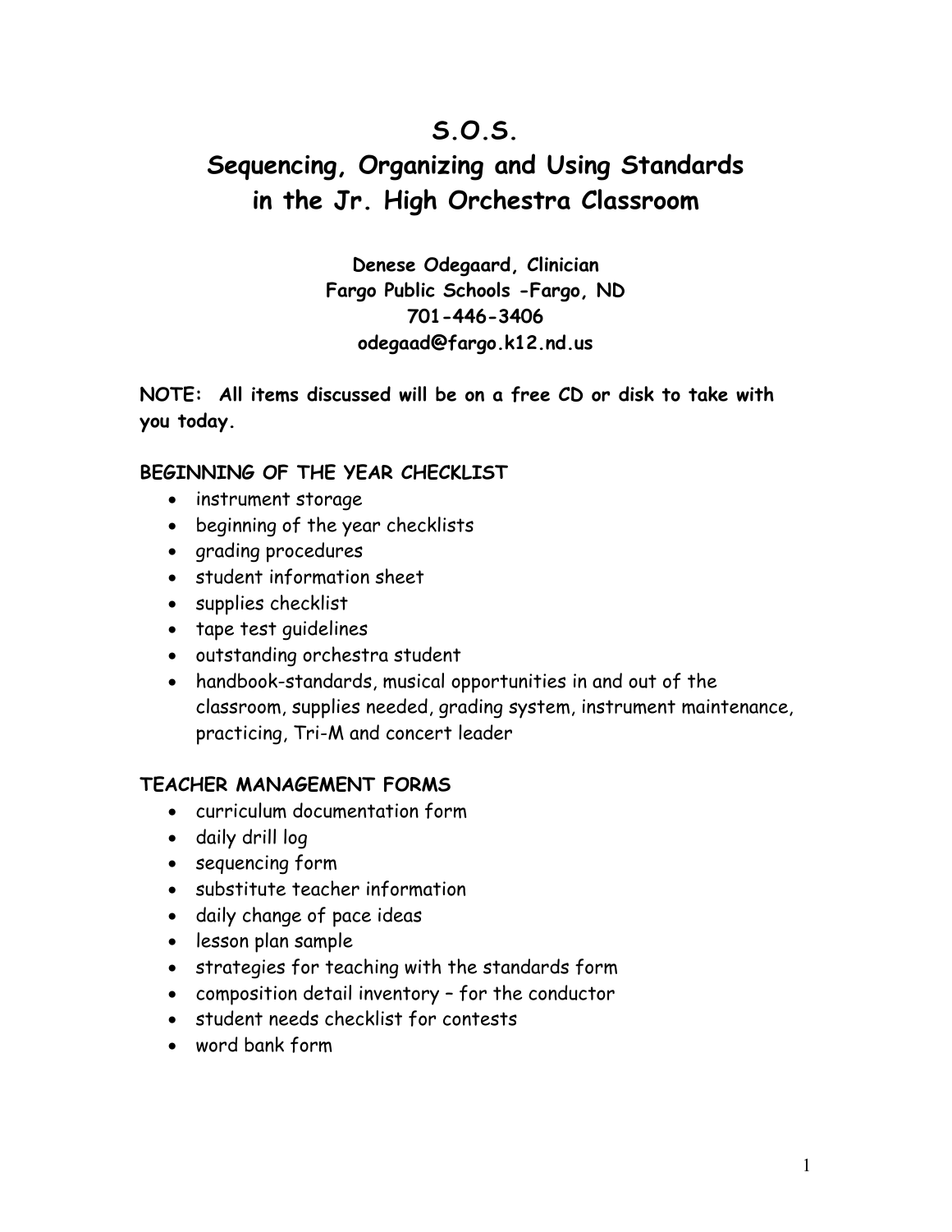# S.O.S.
# Sequencing, Organizing and Using Standards in the Jr. High Orchestra Classroom

**Denese Odegaard, Clinician**
**Fargo Public Schools -Fargo, ND**
**701-446-3406**
**odegaad@fargo.k12.nd.us**

**NOTE: All items discussed will be on a free CD or disk to take with you today.**

### BEGINNING OF THE YEAR CHECKLIST

- instrument storage
- beginning of the year checklists
- grading procedures
- student information sheet
- supplies checklist
- tape test guidelines
- outstanding orchestra student
- handbook-standards, musical opportunities in and out of the classroom, supplies needed, grading system, instrument maintenance, practicing, Tri-M and concert leader

### TEACHER MANAGEMENT FORMS

- curriculum documentation form
- daily drill log
- sequencing form
- substitute teacher information
- daily change of pace ideas
- lesson plan sample
- strategies for teaching with the standards form
- composition detail inventory – for the conductor
- student needs checklist for contests
- word bank form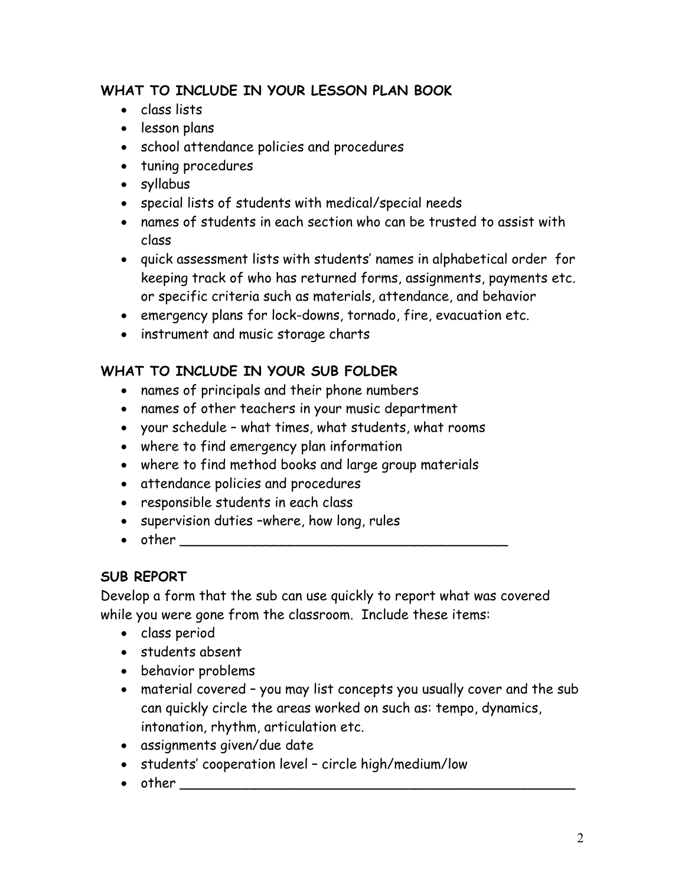## WHAT TO INCLUDE IN YOUR LESSON PLAN BOOK

- class lists
- lesson plans
- school attendance policies and procedures
- tuning procedures
- syllabus
- special lists of students with medical/special needs
- names of students in each section who can be trusted to assist with class
- quick assessment lists with students' names in alphabetical order for keeping track of who has returned forms, assignments, payments etc. or specific criteria such as materials, attendance, and behavior
- emergency plans for lock-downs, tornado, fire, evacuation etc.
- instrument and music storage charts

## WHAT TO INCLUDE IN YOUR SUB FOLDER

- names of principals and their phone numbers
- names of other teachers in your music department
- your schedule – what times, what students, what rooms
- where to find emergency plan information
- where to find method books and large group materials
- attendance policies and procedures
- responsible students in each class
- supervision duties –where, how long, rules
- other ________________________________________

## SUB REPORT

Develop a form that the sub can use quickly to report what was covered while you were gone from the classroom. Include these items:

- class period
- students absent
- behavior problems
- material covered – you may list concepts you usually cover and the sub can quickly circle the areas worked on such as: tempo, dynamics, intonation, rhythm, articulation etc.
- assignments given/due date
- students' cooperation level – circle high/medium/low
- other ________________________________________________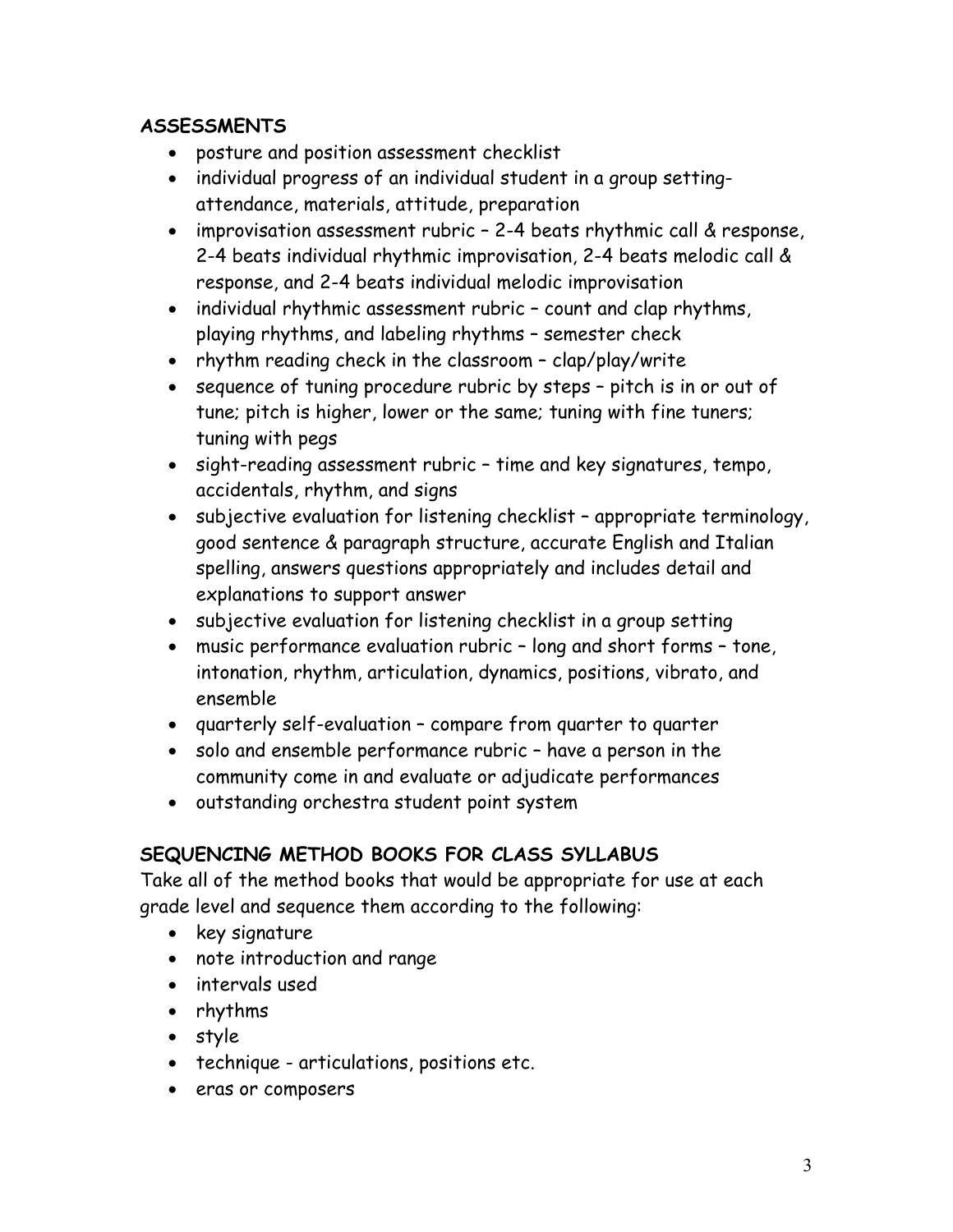**ASSESSMENTS**

- posture and position assessment checklist
- individual progress of an individual student in a group setting- attendance, materials, attitude, preparation
- improvisation assessment rubric – 2-4 beats rhythmic call & response, 2-4 beats individual rhythmic improvisation, 2-4 beats melodic call & response, and 2-4 beats individual melodic improvisation
- individual rhythmic assessment rubric – count and clap rhythms, playing rhythms, and labeling rhythms – semester check
- rhythm reading check in the classroom – clap/play/write
- sequence of tuning procedure rubric by steps – pitch is in or out of tune; pitch is higher, lower or the same; tuning with fine tuners; tuning with pegs
- sight-reading assessment rubric – time and key signatures, tempo, accidentals, rhythm, and signs
- subjective evaluation for listening checklist – appropriate terminology, good sentence & paragraph structure, accurate English and Italian spelling, answers questions appropriately and includes detail and explanations to support answer
- subjective evaluation for listening checklist in a group setting
- music performance evaluation rubric – long and short forms – tone, intonation, rhythm, articulation, dynamics, positions, vibrato, and ensemble
- quarterly self-evaluation – compare from quarter to quarter
- solo and ensemble performance rubric – have a person in the community come in and evaluate or adjudicate performances
- outstanding orchestra student point system

**SEQUENCING METHOD BOOKS FOR CLASS SYLLABUS**

Take all of the method books that would be appropriate for use at each grade level and sequence them according to the following:

- key signature
- note introduction and range
- intervals used
- rhythms
- style
- technique - articulations, positions etc.
- eras or composers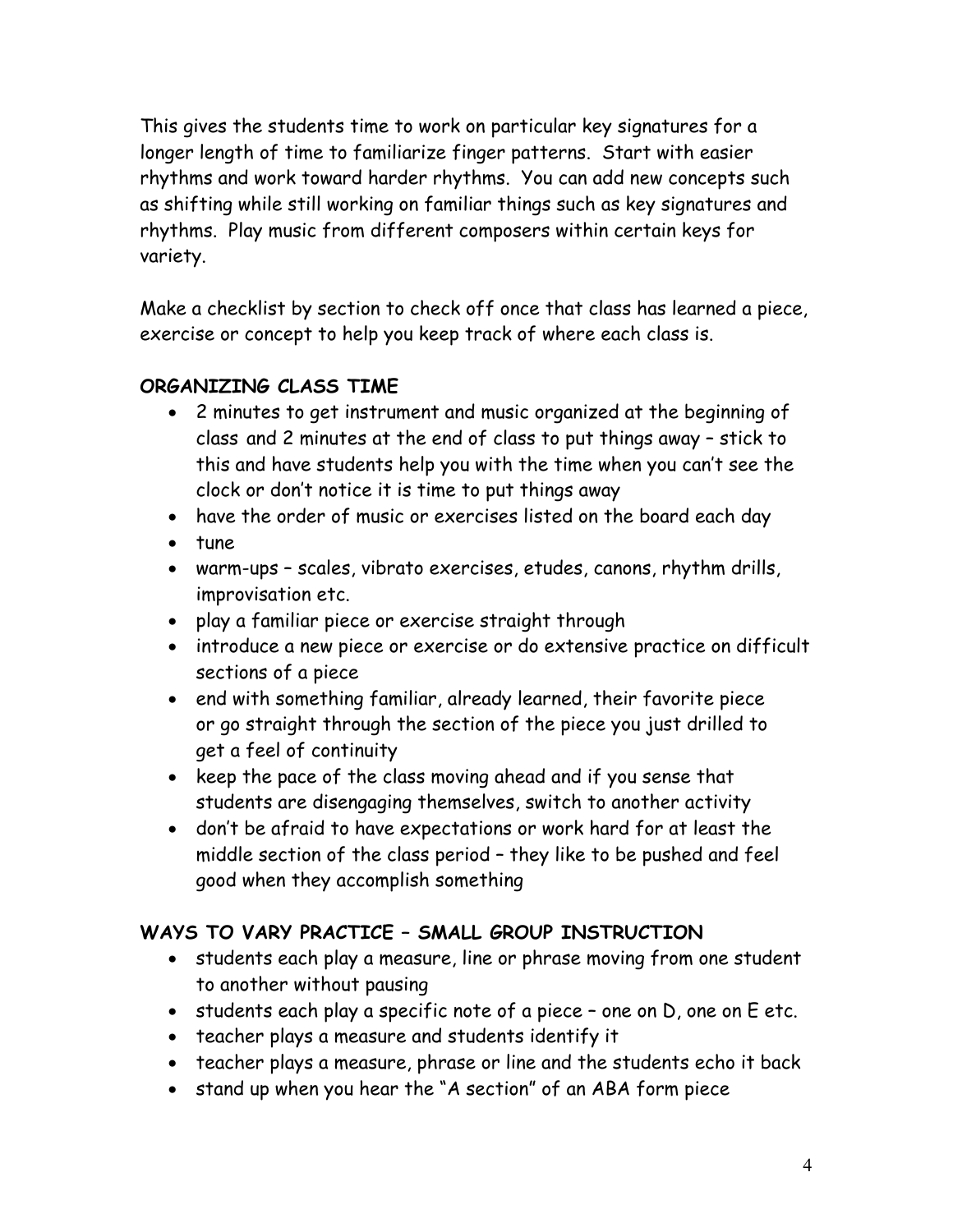This gives the students time to work on particular key signatures for a longer length of time to familiarize finger patterns. Start with easier rhythms and work toward harder rhythms. You can add new concepts such as shifting while still working on familiar things such as key signatures and rhythms. Play music from different composers within certain keys for variety.

Make a checklist by section to check off once that class has learned a piece, exercise or concept to help you keep track of where each class is.

## ORGANIZING CLASS TIME

- 2 minutes to get instrument and music organized at the beginning of class and 2 minutes at the end of class to put things away – stick to this and have students help you with the time when you can't see the clock or don't notice it is time to put things away
- have the order of music or exercises listed on the board each day
- tune
- warm-ups – scales, vibrato exercises, etudes, canons, rhythm drills, improvisation etc.
- play a familiar piece or exercise straight through
- introduce a new piece or exercise or do extensive practice on difficult sections of a piece
- end with something familiar, already learned, their favorite piece or go straight through the section of the piece you just drilled to get a feel of continuity
- keep the pace of the class moving ahead and if you sense that students are disengaging themselves, switch to another activity
- don't be afraid to have expectations or work hard for at least the middle section of the class period – they like to be pushed and feel good when they accomplish something

## WAYS TO VARY PRACTICE – SMALL GROUP INSTRUCTION

- students each play a measure, line or phrase moving from one student to another without pausing
- students each play a specific note of a piece – one on D, one on E etc.
- teacher plays a measure and students identify it
- teacher plays a measure, phrase or line and the students echo it back
- stand up when you hear the "A section" of an ABA form piece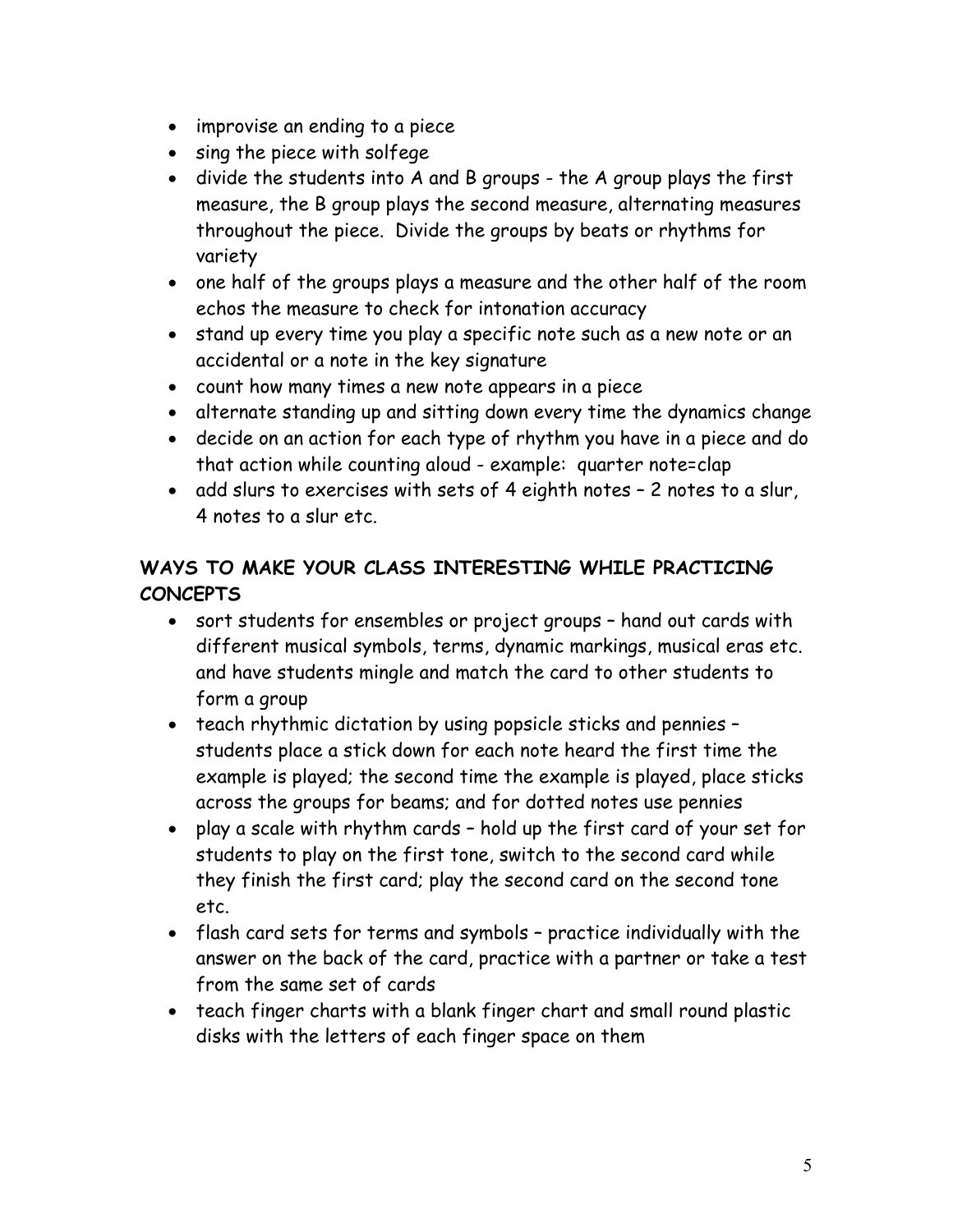- improvise an ending to a piece
- sing the piece with solfege
- divide the students into A and B groups - the A group plays the first measure, the B group plays the second measure, alternating measures throughout the piece. Divide the groups by beats or rhythms for variety
- one half of the groups plays a measure and the other half of the room echos the measure to check for intonation accuracy
- stand up every time you play a specific note such as a new note or an accidental or a note in the key signature
- count how many times a new note appears in a piece
- alternate standing up and sitting down every time the dynamics change
- decide on an action for each type of rhythm you have in a piece and do that action while counting aloud - example: quarter note=clap
- add slurs to exercises with sets of 4 eighth notes – 2 notes to a slur, 4 notes to a slur etc.

**WAYS TO MAKE YOUR CLASS INTERESTING WHILE PRACTICING CONCEPTS**

- sort students for ensembles or project groups – hand out cards with different musical symbols, terms, dynamic markings, musical eras etc. and have students mingle and match the card to other students to form a group
- teach rhythmic dictation by using popsicle sticks and pennies – students place a stick down for each note heard the first time the example is played; the second time the example is played, place sticks across the groups for beams; and for dotted notes use pennies
- play a scale with rhythm cards – hold up the first card of your set for students to play on the first tone, switch to the second card while they finish the first card; play the second card on the second tone etc.
- flash card sets for terms and symbols – practice individually with the answer on the back of the card, practice with a partner or take a test from the same set of cards
- teach finger charts with a blank finger chart and small round plastic disks with the letters of each finger space on them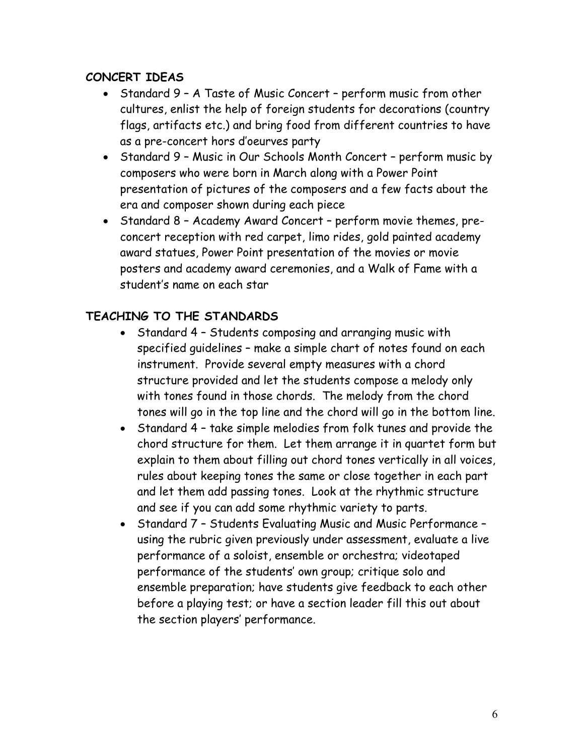## CONCERT IDEAS

- Standard 9 – A Taste of Music Concert – perform music from other cultures, enlist the help of foreign students for decorations (country flags, artifacts etc.) and bring food from different countries to have as a pre-concert hors d'oeurves party
- Standard 9 – Music in Our Schools Month Concert – perform music by composers who were born in March along with a Power Point presentation of pictures of the composers and a few facts about the era and composer shown during each piece
- Standard 8 – Academy Award Concert – perform movie themes, pre-concert reception with red carpet, limo rides, gold painted academy award statues, Power Point presentation of the movies or movie posters and academy award ceremonies, and a Walk of Fame with a student's name on each star

## TEACHING TO THE STANDARDS

- Standard 4 – Students composing and arranging music with specified guidelines – make a simple chart of notes found on each instrument. Provide several empty measures with a chord structure provided and let the students compose a melody only with tones found in those chords. The melody from the chord tones will go in the top line and the chord will go in the bottom line.
- Standard 4 – take simple melodies from folk tunes and provide the chord structure for them. Let them arrange it in quartet form but explain to them about filling out chord tones vertically in all voices, rules about keeping tones the same or close together in each part and let them add passing tones. Look at the rhythmic structure and see if you can add some rhythmic variety to parts.
- Standard 7 – Students Evaluating Music and Music Performance – using the rubric given previously under assessment, evaluate a live performance of a soloist, ensemble or orchestra; videotaped performance of the students' own group; critique solo and ensemble preparation; have students give feedback to each other before a playing test; or have a section leader fill this out about the section players' performance.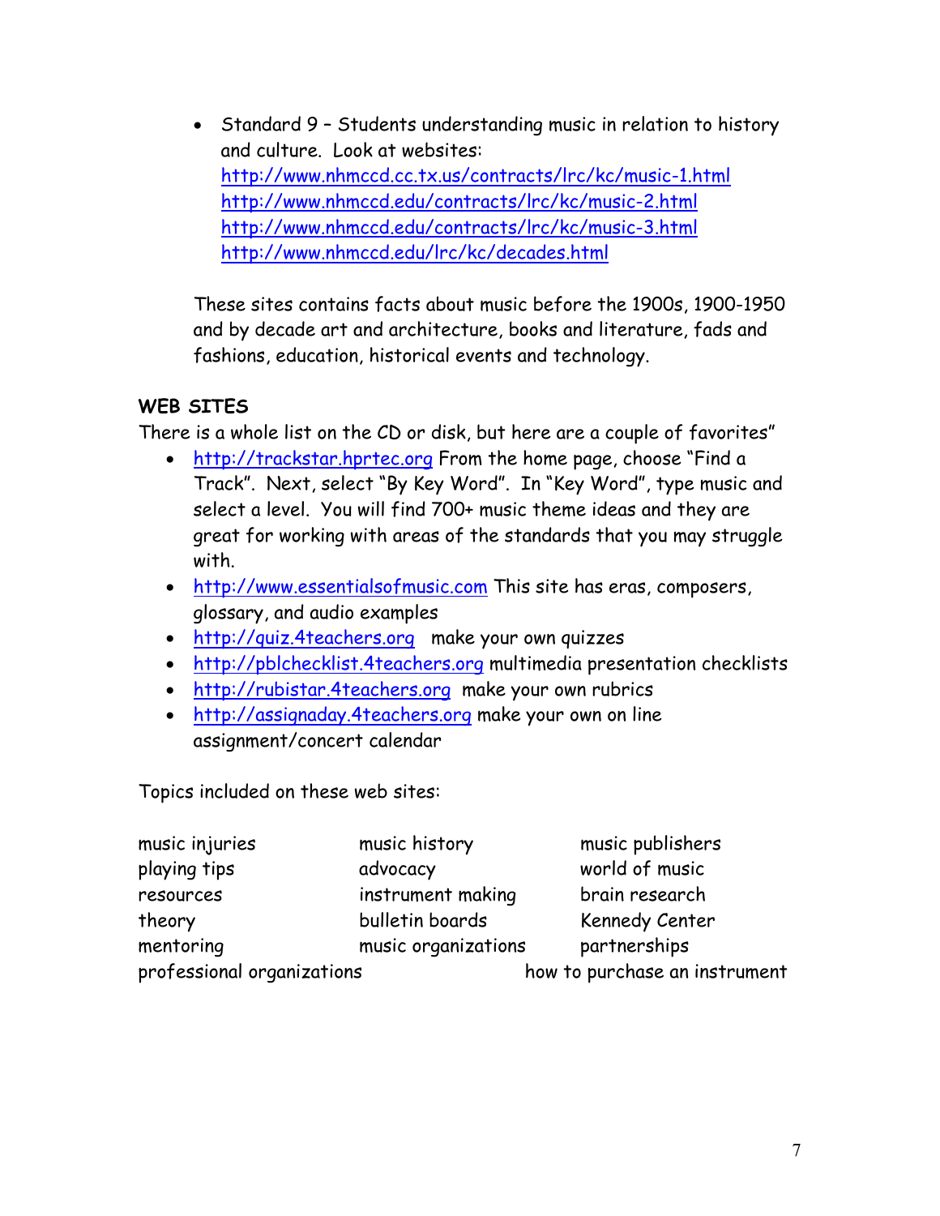- Standard 9 – Students understanding music in relation to history and culture. Look at websites:
  http://www.nhmccd.cc.tx.us/contracts/lrc/kc/music-1.html
  http://www.nhmccd.edu/contracts/lrc/kc/music-2.html
  http://www.nhmccd.edu/contracts/lrc/kc/music-3.html
  http://www.nhmccd.edu/lrc/kc/decades.html

  These sites contains facts about music before the 1900s, 1900-1950 and by decade art and architecture, books and literature, fads and fashions, education, historical events and technology.

**WEB SITES**

There is a whole list on the CD or disk, but here are a couple of favorites"

- http://trackstar.hprtec.org From the home page, choose "Find a Track". Next, select "By Key Word". In "Key Word", type music and select a level. You will find 700+ music theme ideas and they are great for working with areas of the standards that you may struggle with.
- http://www.essentialsofmusic.com This site has eras, composers, glossary, and audio examples
- http://quiz.4teachers.org make your own quizzes
- http://pblchecklist.4teachers.org multimedia presentation checklists
- http://rubistar.4teachers.org make your own rubrics
- http://assignaday.4teachers.org make your own on line assignment/concert calendar

Topics included on these web sites:

| | | |
|---|---|---|
| music injuries | music history | music publishers |
| playing tips | advocacy | world of music |
| resources | instrument making | brain research |
| theory | bulletin boards | Kennedy Center |
| mentoring | music organizations | partnerships |
| professional organizations | | how to purchase an instrument |